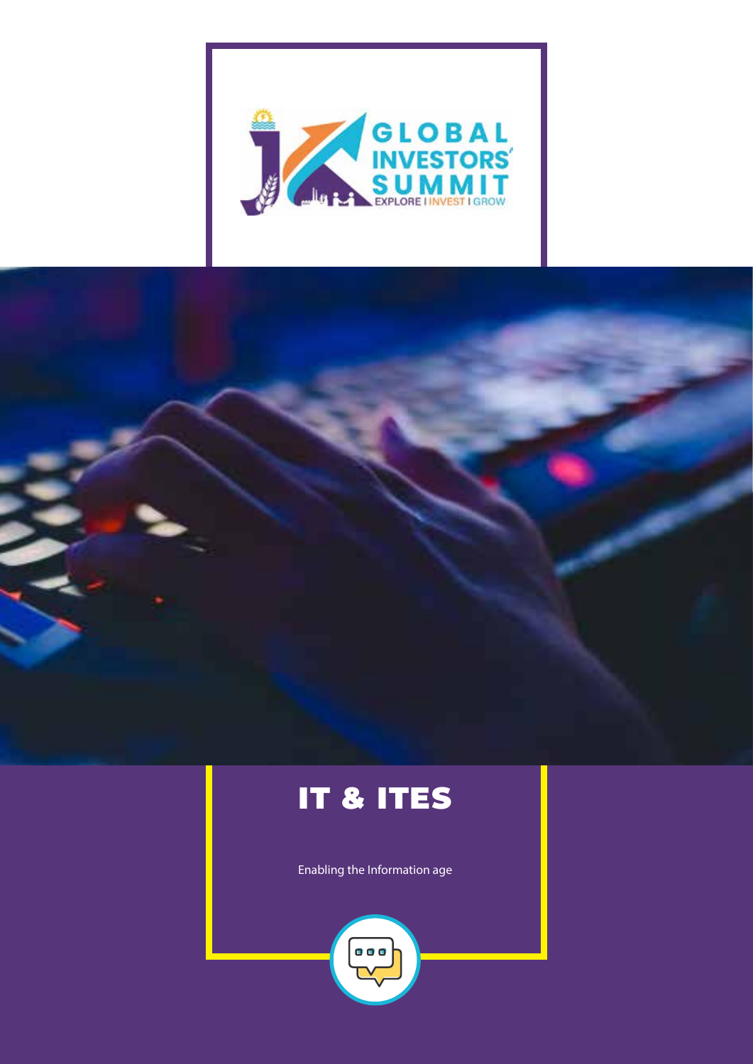# IT & ITES

Enabling the Information age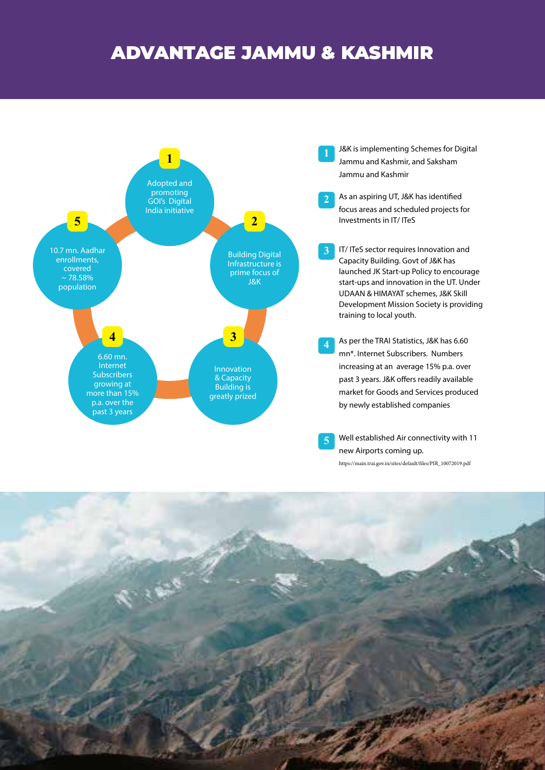# ADVANTAGE JAMMU & KASHMIR

**1** Adopted and promoting GOI's Digital India initiative

**2** Building Digital Infrastructure is prime focus of J&K

**3** Innovation & Capacity Building is greatly prized

**4** 6.60 mn. Internet Subscribers growing at more than 15% p.a. over the past 3 years

**5** 10.7 mn. Aadhar enrollments, covered ~ 78.58% population

1. J&K is implementing Schemes for Digital Jammu and Kashmir, and Saksham Jammu and Kashmir

2. As an aspiring UT, J&K has identified focus areas and scheduled projects for Investments in IT/ ITeS

3. IT/ ITeS sector requires Innovation and Capacity Building. Govt of J&K has launched JK Start-up Policy to encourage start-ups and innovation in the UT. Under UDAAN & HIMAYAT schemes, J&K Skill Development Mission Society is providing training to local youth.

4. As per the TRAI Statistics, J&K has 6.60 mn*. Internet Subscribers. Numbers increasing at an average 15% p.a. over past 3 years. J&K offers readily available market for Goods and Services produced by newly established companies

5. Well established Air connectivity with 11 new Airports coming up.

https://main.trai.gov.in/sites/default/files/PIR_10072019.pdf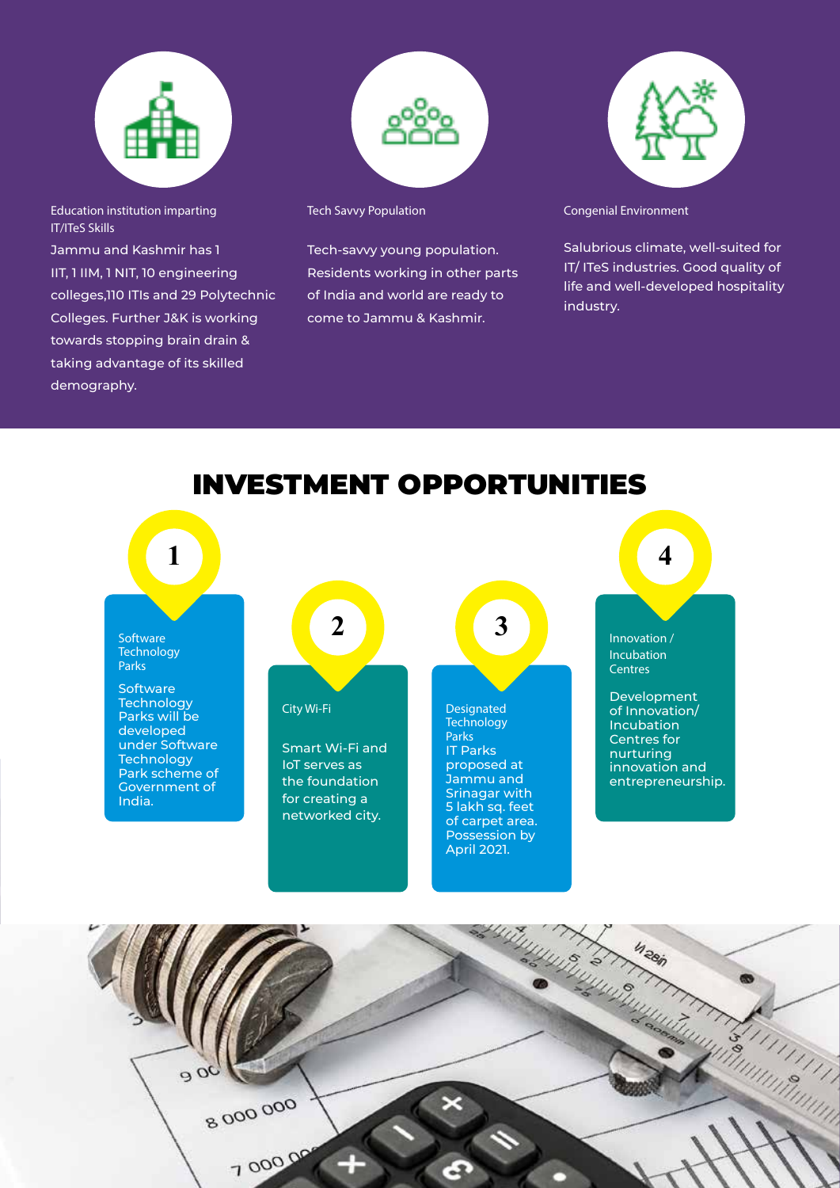### Education institution imparting IT/ITeS Skills

Jammu and Kashmir has 1 IIT, 1 IIM, 1 NIT, 10 engineering colleges,110 ITIs and 29 Polytechnic Colleges. Further J&K is working towards stopping brain drain & taking advantage of its skilled demography.

### Tech Savvy Population

Tech-savvy young population. Residents working in other parts of India and world are ready to come to Jammu & Kashmir.

### Congenial Environment

Salubrious climate, well-suited for IT/ ITeS industries. Good quality of life and well-developed hospitality industry.

# INVESTMENT OPPORTUNITIES

**1**

**Software Technology Parks**

Software Technology Parks will be developed under Software Technology Park scheme of Government of India.

**2**

**City Wi-Fi**

Smart Wi-Fi and IoT serves as the foundation for creating a networked city.

**3**

**Designated Technology Parks**

IT Parks proposed at Jammu and Srinagar with 5 lakh sq. feet of carpet area. Possession by April 2021.

**4**

**Innovation / Incubation Centres**

Development of Innovation/ Incubation Centres for nurturing innovation and entrepreneurship.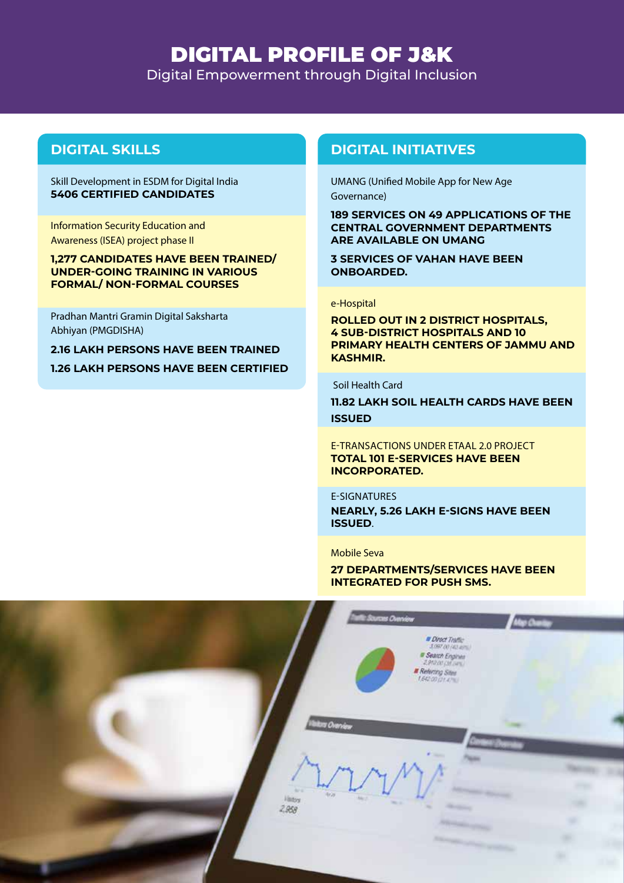# DIGITAL PROFILE OF J&K

Digital Empowerment through Digital Inclusion

## DIGITAL SKILLS

Skill Development in ESDM for Digital India
**5406 CERTIFIED CANDIDATES**

Information Security Education and Awareness (ISEA) project phase II

**1,277 CANDIDATES HAVE BEEN TRAINED/ UNDER-GOING TRAINING IN VARIOUS FORMAL/ NON-FORMAL COURSES**

Pradhan Mantri Gramin Digital Saksharta Abhiyan (PMGDISHA)

**2.16 LAKH PERSONS HAVE BEEN TRAINED**

**1.26 LAKH PERSONS HAVE BEEN CERTIFIED**

## DIGITAL INITIATIVES

UMANG (Unified Mobile App for New Age Governance)

**189 SERVICES ON 49 APPLICATIONS OF THE CENTRAL GOVERNMENT DEPARTMENTS ARE AVAILABLE ON UMANG**

**3 SERVICES OF VAHAN HAVE BEEN ONBOARDED.**

e-Hospital

**ROLLED OUT IN 2 DISTRICT HOSPITALS, 4 SUB-DISTRICT HOSPITALS AND 10 PRIMARY HEALTH CENTERS OF JAMMU AND KASHMIR.**

Soil Health Card

**11.82 LAKH SOIL HEALTH CARDS HAVE BEEN ISSUED**

E-TRANSACTIONS UNDER ETAAL 2.0 PROJECT
**TOTAL 101 E-SERVICES HAVE BEEN INCORPORATED.**

E-SIGNATURES
**NEARLY, 5.26 LAKH E-SIGNS HAVE BEEN ISSUED**.

Mobile Seva

**27 DEPARTMENTS/SERVICES HAVE BEEN INTEGRATED FOR PUSH SMS.**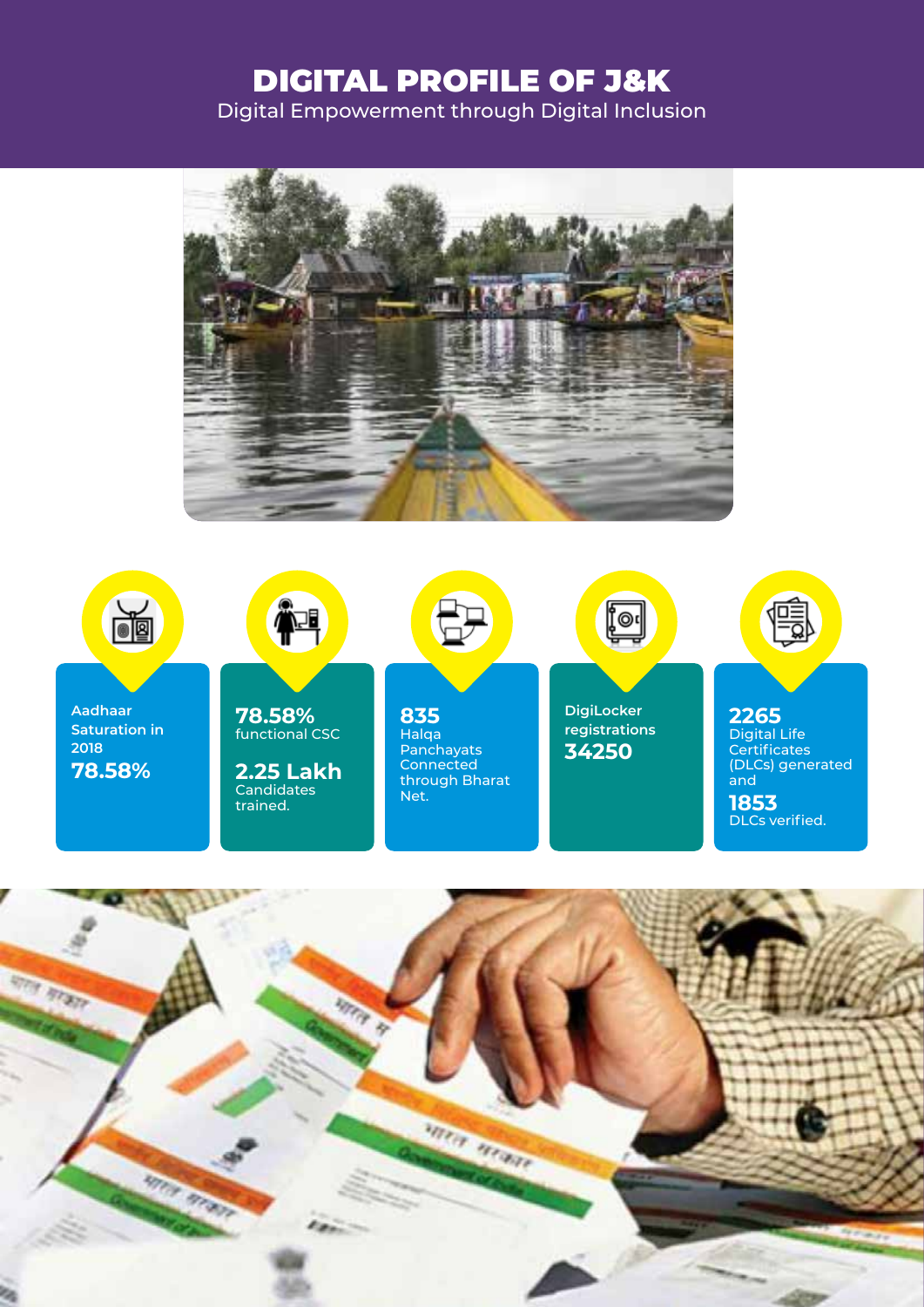# DIGITAL PROFILE OF J&K

Digital Empowerment through Digital Inclusion

Aadhaar Saturation in 2018
**78.58%**

**78.58%**
functional CSC

**2.25 Lakh**
Candidates trained.

**835**
Halqa Panchayats Connected through Bharat Net.

DigiLocker registrations
**34250**

**2265**
Digital Life Certificates (DLCs) generated and

**1853**
DLCs verified.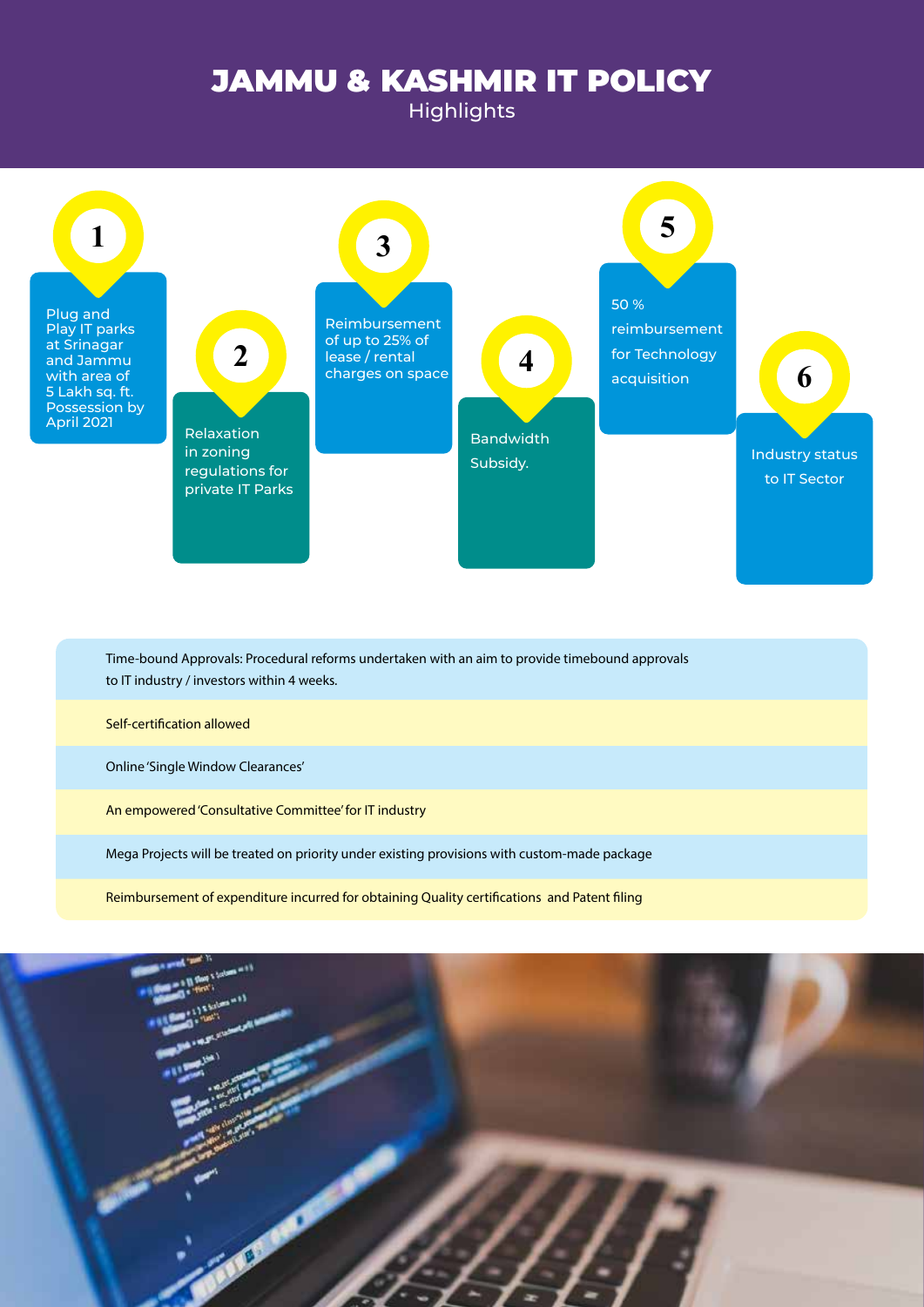# JAMMU & KASHMIR IT POLICY

## Highlights

1. Plug and Play IT parks at Srinagar and Jammu with area of 5 Lakh sq. ft. Possession by April 2021
2. Relaxation in zoning regulations for private IT Parks
3. Reimbursement of up to 25% of lease / rental charges on space
4. Bandwidth Subsidy.
5. 50 % reimbursement for Technology acquisition
6. Industry status to IT Sector

- Time-bound Approvals: Procedural reforms undertaken with an aim to provide timebound approvals to IT industry / investors within 4 weeks.
- Self-certification allowed
- Online 'Single Window Clearances'
- An empowered 'Consultative Committee' for IT industry
- Mega Projects will be treated on priority under existing provisions with custom-made package
- Reimbursement of expenditure incurred for obtaining Quality certifications and Patent filing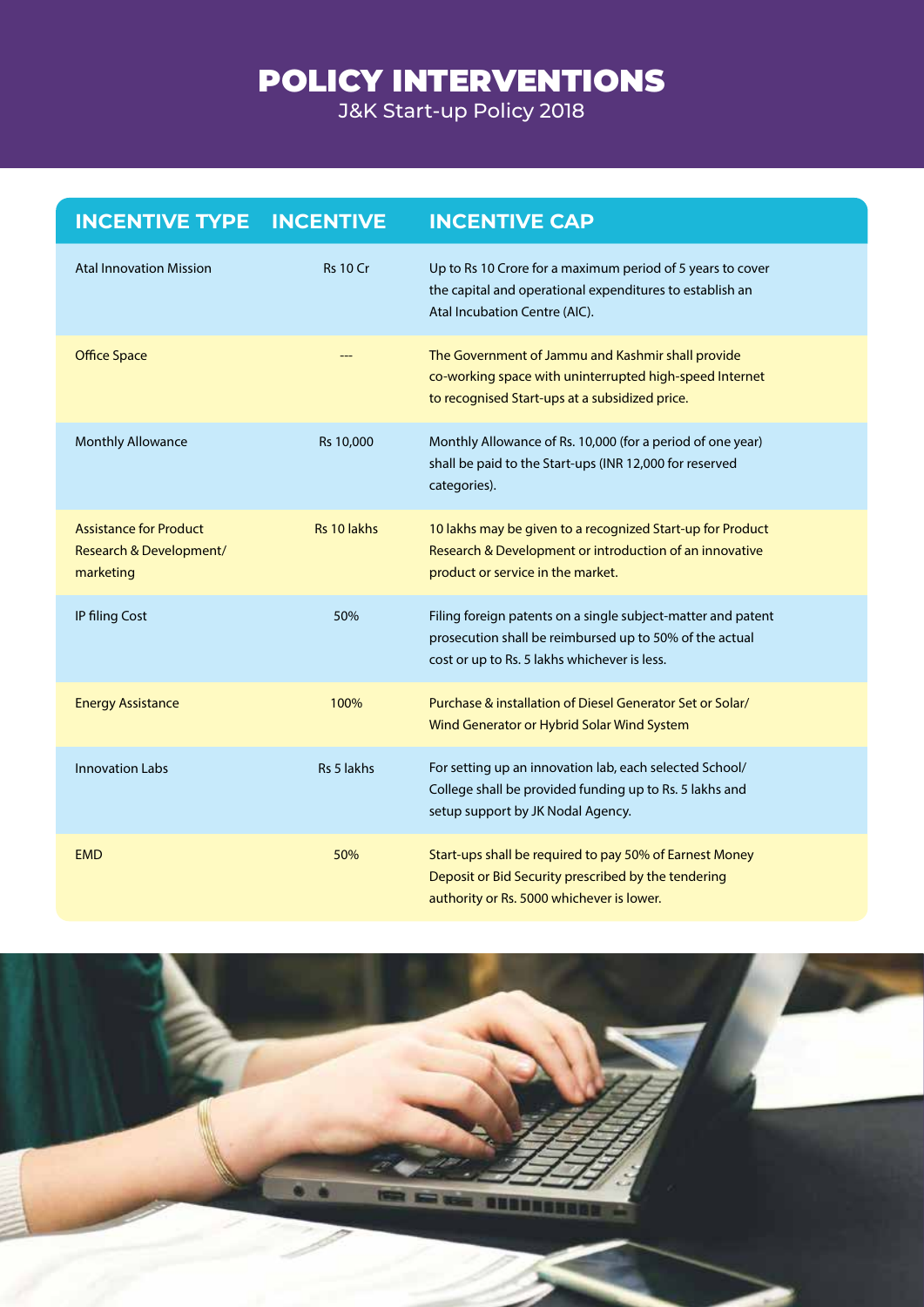# POLICY INTERVENTIONS

J&K Start-up Policy 2018

| INCENTIVE TYPE | INCENTIVE | INCENTIVE CAP |
|---|---|---|
| Atal Innovation Mission | Rs 10 Cr | Up to Rs 10 Crore for a maximum period of 5 years to cover the capital and operational expenditures to establish an Atal Incubation Centre (AIC). |
| Office Space | --- | The Government of Jammu and Kashmir shall provide co-working space with uninterrupted high-speed Internet to recognised Start-ups at a subsidized price. |
| Monthly Allowance | Rs 10,000 | Monthly Allowance of Rs. 10,000 (for a period of one year) shall be paid to the Start-ups (INR 12,000 for reserved categories). |
| Assistance for Product Research & Development/ marketing | Rs 10 lakhs | 10 lakhs may be given to a recognized Start-up for Product Research & Development or introduction of an innovative product or service in the market. |
| IP filing Cost | 50% | Filing foreign patents on a single subject-matter and patent prosecution shall be reimbursed up to 50% of the actual cost or up to Rs. 5 lakhs whichever is less. |
| Energy Assistance | 100% | Purchase & installation of Diesel Generator Set or Solar/ Wind Generator or Hybrid Solar Wind System |
| Innovation Labs | Rs 5 lakhs | For setting up an innovation lab, each selected School/ College shall be provided funding up to Rs. 5 lakhs and setup support by JK Nodal Agency. |
| EMD | 50% | Start-ups shall be required to pay 50% of Earnest Money Deposit or Bid Security prescribed by the tendering authority or Rs. 5000 whichever is lower. |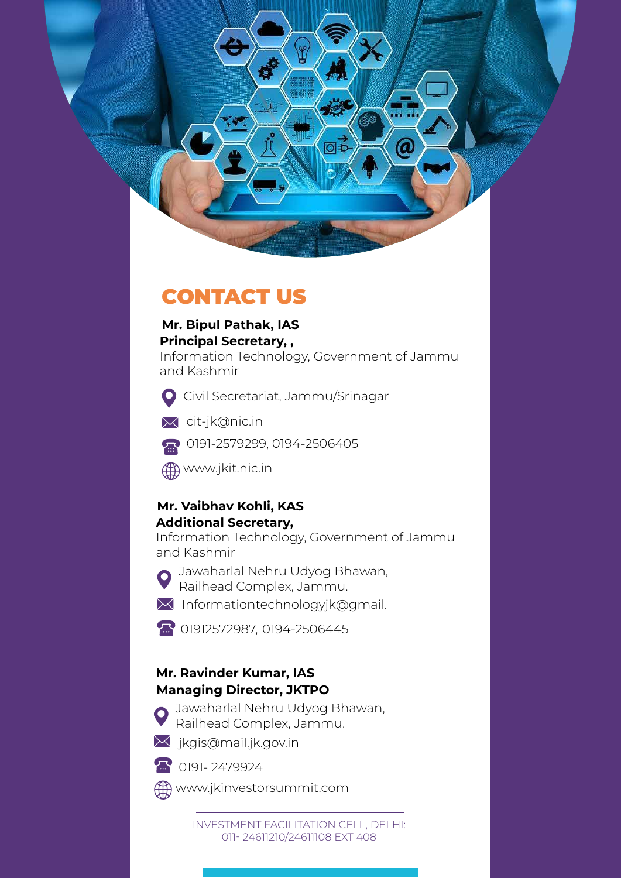## CONTACT US

**Mr. Bipul Pathak, IAS**
**Principal Secretary, ,**
Information Technology, Government of Jammu and Kashmir

Civil Secretariat, Jammu/Srinagar

cit-jk@nic.in

0191-2579299, 0194-2506405

www.jkit.nic.in

**Mr. Vaibhav Kohli, KAS**
**Additional Secretary,**
Information Technology, Government of Jammu and Kashmir

Jawaharlal Nehru Udyog Bhawan, Railhead Complex, Jammu.

Informationtechnologyjk@gmail.

01912572987, 0194-2506445

**Mr. Ravinder Kumar, IAS**
**Managing Director, JKTPO**

Jawaharlal Nehru Udyog Bhawan, Railhead Complex, Jammu.

jkgis@mail.jk.gov.in

0191- 2479924

www.jkinvestorsummit.com

INVESTMENT FACILITATION CELL, DELHI:
011- 24611210/24611108 EXT 408